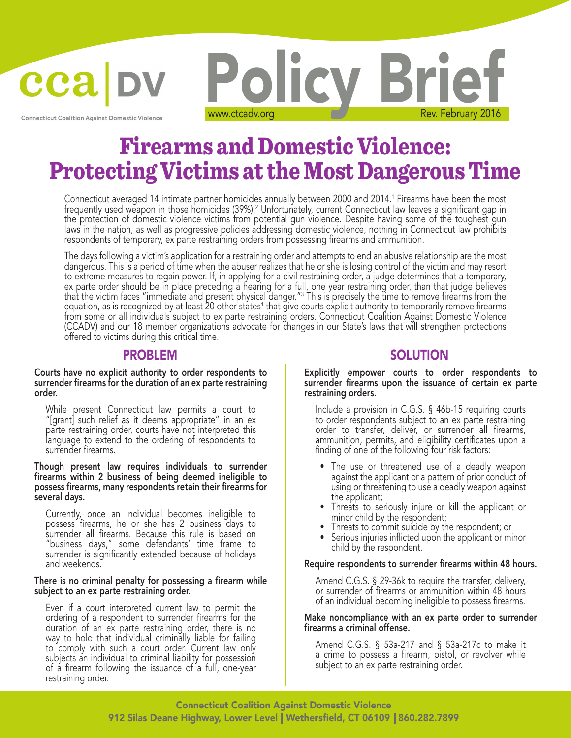CCADV | Connecticut Coalition Against Domestic Violence

# Policy Brief

www.ctcadv.org — Rev. February 2016

# Firearms and Domestic Violence: Protecting Victims at the Most Dangerous Time

Connecticut averaged 14 intimate partner homicides annually between 2000 and 2014.[1] Firearms have been the most frequently used weapon in those homicides (39%).[2] Unfortunately, current Connecticut law leaves a significant gap in the protection of domestic violence victims from potential gun violence. Despite having some of the toughest gun laws in the nation, as well as progressive policies addressing domestic violence, nothing in Connecticut law prohibits respondents of temporary, ex parte restraining orders from possessing firearms and ammunition.

The days following a victim's application for a restraining order and attempts to end an abusive relationship are the most dangerous. This is a period of time when the abuser realizes that he or she is losing control of the victim and may resort to extreme measures to regain power. If, in applying for a civil restraining order, a judge determines that a temporary, ex parte order should be in place preceding a hearing for a full, one year restraining order, than that judge believes that the victim faces "immediate and present physical danger."[3] This is precisely the time to remove firearms from the equation, as is recognized by at least 20 other states[4] that give courts explicit authority to temporarily remove firearms from some or all individuals subject to ex parte restraining orders. Connecticut Coalition Against Domestic Violence (CCADV) and our 18 member organizations advocate for changes in our State's laws that will strengthen protections offered to victims during this critical time.

## PROBLEM

**Courts have no explicit authority to order respondents to surrender firearms for the duration of an ex parte restraining order.**

While present Connecticut law permits a court to "[grant] such relief as it deems appropriate" in an ex parte restraining order, courts have not interpreted this language to extend to the ordering of respondents to surrender firearms.

**Though present law requires individuals to surrender firearms within 2 business of being deemed ineligible to possess firearms, many respondents retain their firearms for several days.**

Currently, once an individual becomes ineligible to possess firearms, he or she has 2 business days to surrender all firearms. Because this rule is based on "business days," some defendants' time frame to surrender is significantly extended because of holidays and weekends.

**There is no criminal penalty for possessing a firearm while subject to an ex parte restraining order.**

Even if a court interpreted current law to permit the ordering of a respondent to surrender firearms for the duration of an ex parte restraining order, there is no way to hold that individual criminally liable for failing to comply with such a court order. Current law only subjects an individual to criminal liability for possession of a firearm following the issuance of a full, one-year restraining order.

## SOLUTION

**Explicitly empower courts to order respondents to surrender firearms upon the issuance of certain ex parte restraining orders.**

Include a provision in C.G.S. § 46b-15 requiring courts to order respondents subject to an ex parte restraining order to transfer, deliver, or surrender all firearms, ammunition, permits, and eligibility certificates upon a finding of one of the following four risk factors:

- The use or threatened use of a deadly weapon against the applicant or a pattern of prior conduct of using or threatening to use a deadly weapon against the applicant;
- Threats to seriously injure or kill the applicant or minor child by the respondent;
- Threats to commit suicide by the respondent; or
- Serious injuries inflicted upon the applicant or minor child by the respondent.

**Require respondents to surrender firearms within 48 hours.**

Amend C.G.S. § 29-36k to require the transfer, delivery, or surrender of firearms or ammunition within 48 hours of an individual becoming ineligible to possess firearms.

**Make noncompliance with an ex parte order to surrender firearms a criminal offense.**

Amend C.G.S. § 53a-217 and § 53a-217c to make it a crime to possess a firearm, pistol, or revolver while subject to an ex parte restraining order.

Connecticut Coalition Against Domestic Violence
912 Silas Deane Highway, Lower Level | Wethersfield, CT 06109 | 860.282.7899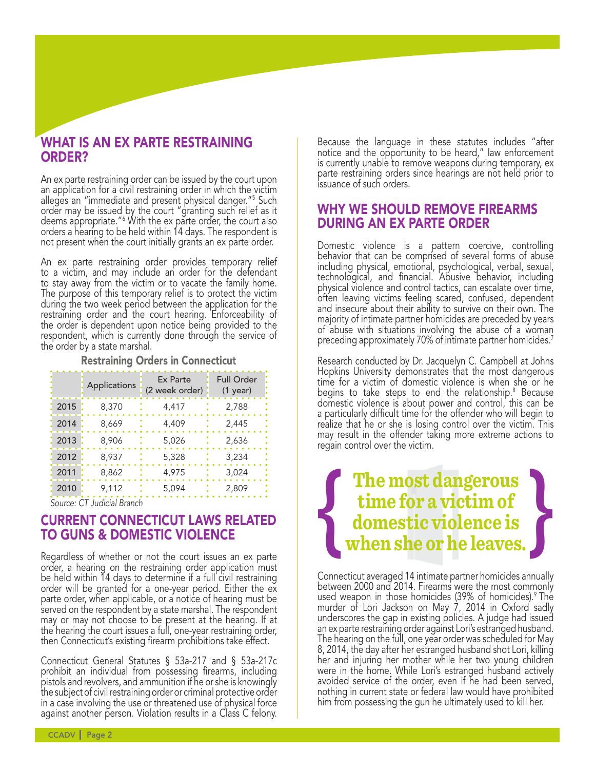## WHAT IS AN EX PARTE RESTRAINING ORDER?

An ex parte restraining order can be issued by the court upon an application for a civil restraining order in which the victim alleges an "immediate and present physical danger."[5] Such order may be issued by the court "granting such relief as it deems appropriate."[6] With the ex parte order, the court also orders a hearing to be held within 14 days. The respondent is not present when the court initially grants an ex parte order.

An ex parte restraining order provides temporary relief to a victim, and may include an order for the defendant to stay away from the victim or to vacate the family home. The purpose of this temporary relief is to protect the victim during the two week period between the application for the restraining order and the court hearing. Enforceability of the order is dependent upon notice being provided to the respondent, which is currently done through the service of the order by a state marshal.

**Restraining Orders in Connecticut**

| | Applications | Ex Parte (2 week order) | Full Order (1 year) |
|---|---|---|---|
| 2015 | 8,370 | 4,417 | 2,788 |
| 2014 | 8,669 | 4,409 | 2,445 |
| 2013 | 8,906 | 5,026 | 2,636 |
| 2012 | 8,937 | 5,328 | 3,234 |
| 2011 | 8,862 | 4,975 | 3,024 |
| 2010 | 9,112 | 5,094 | 2,809 |

*Source: CT Judicial Branch*

## CURRENT CONNECTICUT LAWS RELATED TO GUNS & DOMESTIC VIOLENCE

Regardless of whether or not the court issues an ex parte order, a hearing on the restraining order application must be held within 14 days to determine if a full civil restraining order will be granted for a one-year period. Either the ex parte order, when applicable, or a notice of hearing must be served on the respondent by a state marshal. The respondent may or may not choose to be present at the hearing. If at the hearing the court issues a full, one-year restraining order, then Connecticut's existing firearm prohibitions take effect.

Connecticut General Statutes § 53a-217 and § 53a-217c prohibit an individual from possessing firearms, including pistols and revolvers, and ammunition if he or she is knowingly the subject of civil restraining order or criminal protective order in a case involving the use or threatened use of physical force against another person. Violation results in a Class C felony.

Because the language in these statutes includes "after notice and the opportunity to be heard," law enforcement is currently unable to remove weapons during temporary, ex parte restraining orders since hearings are not held prior to issuance of such orders.

## WHY WE SHOULD REMOVE FIREARMS DURING AN EX PARTE ORDER

Domestic violence is a pattern coercive, controlling behavior that can be comprised of several forms of abuse including physical, emotional, psychological, verbal, sexual, technological, and financial. Abusive behavior, including physical violence and control tactics, can escalate over time, often leaving victims feeling scared, confused, dependent and insecure about their ability to survive on their own. The majority of intimate partner homicides are preceded by years of abuse with situations involving the abuse of a woman preceding approximately 70% of intimate partner homicides.[7]

Research conducted by Dr. Jacquelyn C. Campbell at Johns Hopkins University demonstrates that the most dangerous time for a victim of domestic violence is when she or he begins to take steps to end the relationship.[8] Because domestic violence is about power and control, this can be a particularly difficult time for the offender who will begin to realize that he or she is losing control over the victim. This may result in the offender taking more extreme actions to regain control over the victim.

> **The most dangerous time for a victim of domestic violence is when she or he leaves.**

Connecticut averaged 14 intimate partner homicides annually between 2000 and 2014. Firearms were the most commonly used weapon in those homicides (39% of homicides).[9] The murder of Lori Jackson on May 7, 2014 in Oxford sadly underscores the gap in existing policies. A judge had issued an ex parte restraining order against Lori's estranged husband. The hearing on the full, one year order was scheduled for May 8, 2014, the day after her estranged husband shot Lori, killing her and injuring her mother while her two young children were in the home. While Lori's estranged husband actively avoided service of the order, even if he had been served, nothing in current state or federal law would have prohibited him from possessing the gun he ultimately used to kill her.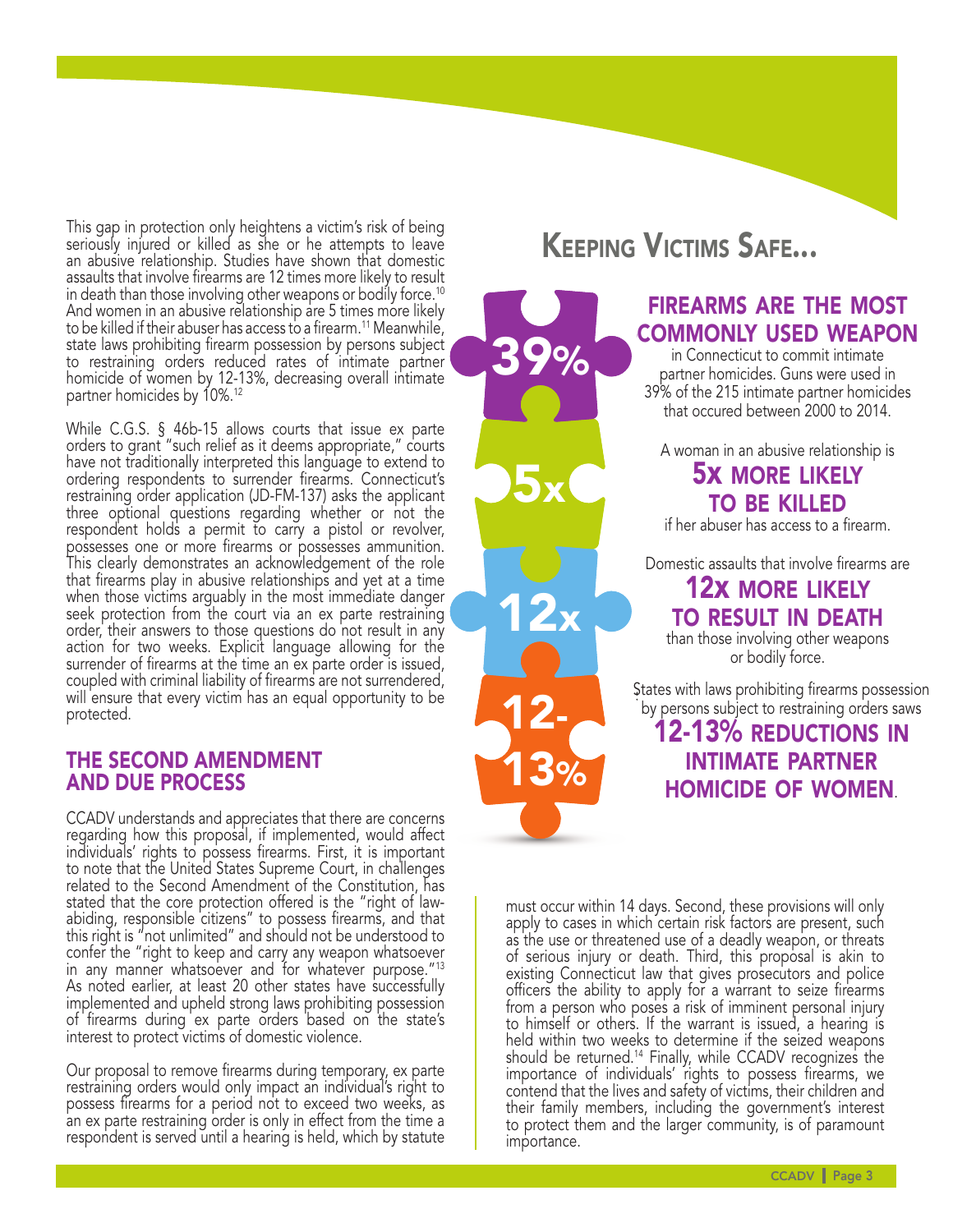This gap in protection only heightens a victim's risk of being seriously injured or killed as she or he attempts to leave an abusive relationship. Studies have shown that domestic assaults that involve firearms are 12 times more likely to result in death than those involving other weapons or bodily force.[10] And women in an abusive relationship are 5 times more likely to be killed if their abuser has access to a firearm.[11] Meanwhile, state laws prohibiting firearm possession by persons subject to restraining orders reduced rates of intimate partner homicide of women by 12-13%, decreasing overall intimate partner homicides by 10%.[12]

While C.G.S. § 46b-15 allows courts that issue ex parte orders to grant "such relief as it deems appropriate," courts have not traditionally interpreted this language to extend to ordering respondents to surrender firearms. Connecticut's restraining order application (JD-FM-137) asks the applicant three optional questions regarding whether or not the respondent holds a permit to carry a pistol or revolver, possesses one or more firearms or possesses ammunition. This clearly demonstrates an acknowledgement of the role that firearms play in abusive relationships and yet at a time when those victims arguably in the most immediate danger seek protection from the court via an ex parte restraining order, their answers to those questions do not result in any action for two weeks. Explicit language allowing for the surrender of firearms at the time an ex parte order is issued, coupled with criminal liability of firearms are not surrendered, will ensure that every victim has an equal opportunity to be protected.

## THE SECOND AMENDMENT AND DUE PROCESS

CCADV understands and appreciates that there are concerns regarding how this proposal, if implemented, would affect individuals' rights to possess firearms. First, it is important to note that the United States Supreme Court, in challenges related to the Second Amendment of the Constitution, has stated that the core protection offered is the "right of law-abiding, responsible citizens" to possess firearms, and that this right is "not unlimited" and should not be understood to confer the "right to keep and carry any weapon whatsoever in any manner whatsoever and for whatever purpose."[13] As noted earlier, at least 20 other states have successfully implemented and upheld strong laws prohibiting possession of firearms during ex parte orders based on the state's interest to protect victims of domestic violence.

Our proposal to remove firearms during temporary, ex parte restraining orders would only impact an individual's right to possess firearms for a period not to exceed two weeks, as an ex parte restraining order is only in effect from the time a respondent is served until a hearing is held, which by statute must occur within 14 days. Second, these provisions will only apply to cases in which certain risk factors are present, such as the use or threatened use of a deadly weapon, or threats of serious injury or death. Third, this proposal is akin to existing Connecticut law that gives prosecutors and police officers the ability to apply for a warrant to seize firearms from a person who poses a risk of imminent personal injury to himself or others. If the warrant is issued, a hearing is held within two weeks to determine if the seized weapons should be returned.[14] Finally, while CCADV recognizes the importance of individuals' rights to possess firearms, we contend that the lives and safety of victims, their children and their family members, including the government's interest to protect them and the larger community, is of paramount importance.

## KEEPING VICTIMS SAFE...

**39%**

### FIREARMS ARE THE MOST COMMONLY USED WEAPON

in Connecticut to commit intimate partner homicides. Guns were used in 39% of the 215 intimate partner homicides that occured between 2000 to 2014.

**5x**

A woman in an abusive relationship is **5X MORE LIKELY TO BE KILLED** if her abuser has access to a firearm.

**12x**

Domestic assaults that involve firearms are **12X MORE LIKELY TO RESULT IN DEATH** than those involving other weapons or bodily force.

**12-13%**

States with laws prohibiting firearms possession by persons subject to restraining orders saws **12-13% REDUCTIONS IN INTIMATE PARTNER HOMICIDE OF WOMEN**.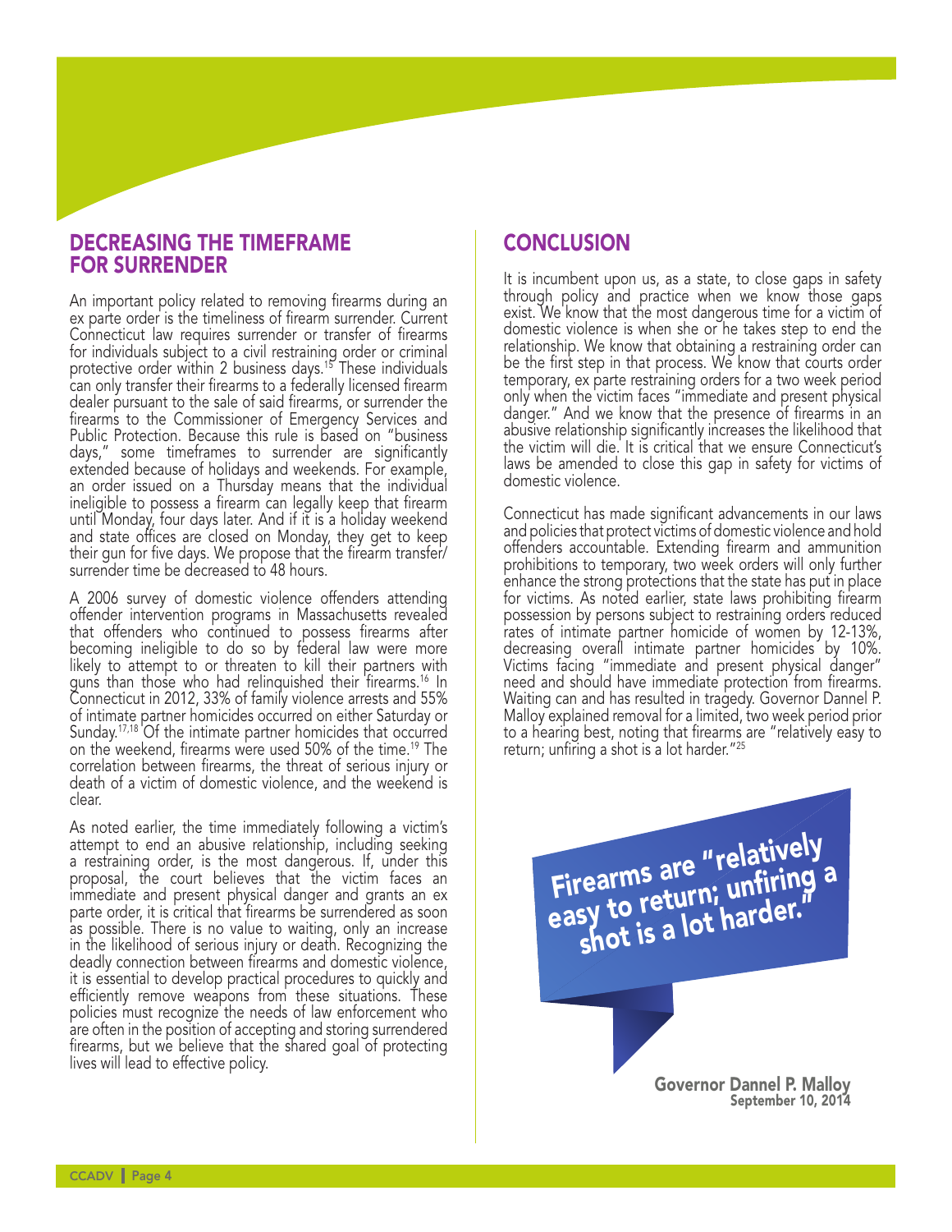## DECREASING THE TIMEFRAME FOR SURRENDER

An important policy related to removing firearms during an ex parte order is the timeliness of firearm surrender. Current Connecticut law requires surrender or transfer of firearms for individuals subject to a civil restraining order or criminal protective order within 2 business days.[15] These individuals can only transfer their firearms to a federally licensed firearm dealer pursuant to the sale of said firearms, or surrender the firearms to the Commissioner of Emergency Services and Public Protection. Because this rule is based on "business days," some timeframes to surrender are significantly extended because of holidays and weekends. For example, an order issued on a Thursday means that the individual ineligible to possess a firearm can legally keep that firearm until Monday, four days later. And if it is a holiday weekend and state offices are closed on Monday, they get to keep their gun for five days. We propose that the firearm transfer/surrender time be decreased to 48 hours.

A 2006 survey of domestic violence offenders attending offender intervention programs in Massachusetts revealed that offenders who continued to possess firearms after becoming ineligible to do so by federal law were more likely to attempt to or threaten to kill their partners with guns than those who had relinquished their firearms.[16] In Connecticut in 2012, 33% of family violence arrests and 55% of intimate partner homicides occurred on either Saturday or Sunday.[17,18] Of the intimate partner homicides that occurred on the weekend, firearms were used 50% of the time.[19] The correlation between firearms, the threat of serious injury or death of a victim of domestic violence, and the weekend is clear.

As noted earlier, the time immediately following a victim's attempt to end an abusive relationship, including seeking a restraining order, is the most dangerous. If, under this proposal, the court believes that the victim faces an immediate and present physical danger and grants an ex parte order, it is critical that firearms be surrendered as soon as possible. There is no value to waiting, only an increase in the likelihood of serious injury or death. Recognizing the deadly connection between firearms and domestic violence, it is essential to develop practical procedures to quickly and efficiently remove weapons from these situations. These policies must recognize the needs of law enforcement who are often in the position of accepting and storing surrendered firearms, but we believe that the shared goal of protecting lives will lead to effective policy.

## CONCLUSION

It is incumbent upon us, as a state, to close gaps in safety through policy and practice when we know those gaps exist. We know that the most dangerous time for a victim of domestic violence is when she or he takes step to end the relationship. We know that obtaining a restraining order can be the first step in that process. We know that courts order temporary, ex parte restraining orders for a two week period only when the victim faces "immediate and present physical danger." And we know that the presence of firearms in an abusive relationship significantly increases the likelihood that the victim will die. It is critical that we ensure Connecticut's laws be amended to close this gap in safety for victims of domestic violence.

Connecticut has made significant advancements in our laws and policies that protect victims of domestic violence and hold offenders accountable. Extending firearm and ammunition prohibitions to temporary, two week orders will only further enhance the strong protections that the state has put in place for victims. As noted earlier, state laws prohibiting firearm possession by persons subject to restraining orders reduced rates of intimate partner homicide of women by 12-13%, decreasing overall intimate partner homicides by 10%. Victims facing "immediate and present physical danger" need and should have immediate protection from firearms. Waiting can and has resulted in tragedy. Governor Dannel P. Malloy explained removal for a limited, two week period prior to a hearing best, noting that firearms are "relatively easy to return; unfiring a shot is a lot harder."[25]

> **Firearms are "relatively easy to return; unfiring a shot is a lot harder."**
>
> Governor Dannel P. Malloy
> September 10, 2014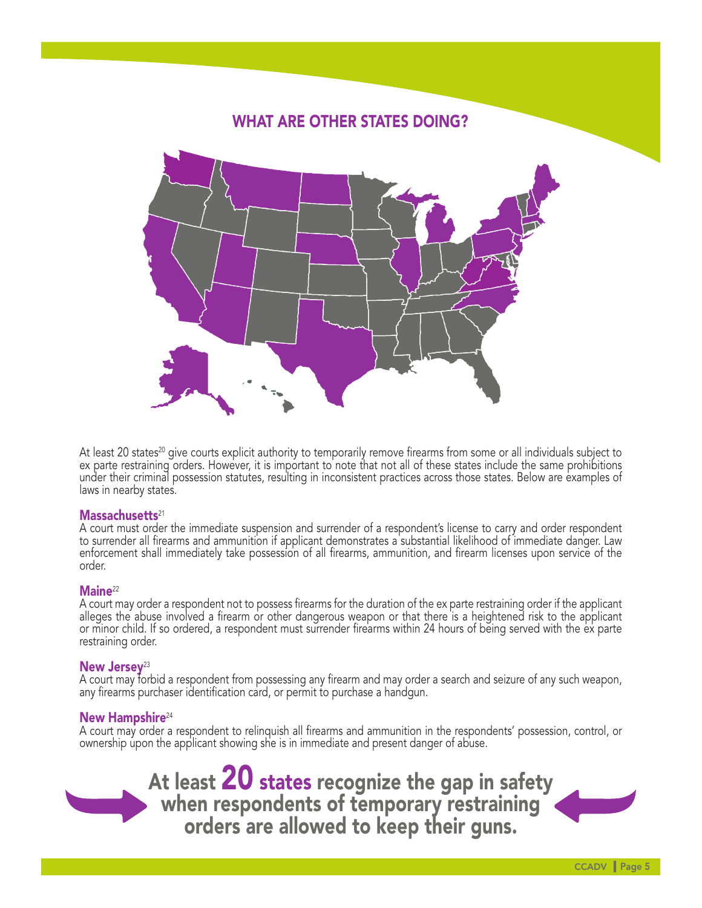## WHAT ARE OTHER STATES DOING?

At least 20 states[20] give courts explicit authority to temporarily remove firearms from some or all individuals subject to ex parte restraining orders. However, it is important to note that not all of these states include the same prohibitions under their criminal possession statutes, resulting in inconsistent practices across those states. Below are examples of laws in nearby states.

### Massachusetts[21]

A court must order the immediate suspension and surrender of a respondent's license to carry and order respondent to surrender all firearms and ammunition if applicant demonstrates a substantial likelihood of immediate danger. Law enforcement shall immediately take possession of all firearms, ammunition, and firearm licenses upon service of the order.

### Maine[22]

A court may order a respondent not to possess firearms for the duration of the ex parte restraining order if the applicant alleges the abuse involved a firearm or other dangerous weapon or that there is a heightened risk to the applicant or minor child. If so ordered, a respondent must surrender firearms within 24 hours of being served with the ex parte restraining order.

### New Jersey[23]

A court may forbid a respondent from possessing any firearm and may order a search and seizure of any such weapon, any firearms purchaser identification card, or permit to purchase a handgun.

### New Hampshire[24]

A court may order a respondent to relinquish all firearms and ammunition in the respondents' possession, control, or ownership upon the applicant showing she is in immediate and present danger of abuse.

**At least 20 states recognize the gap in safety when respondents of temporary restraining orders are allowed to keep their guns.**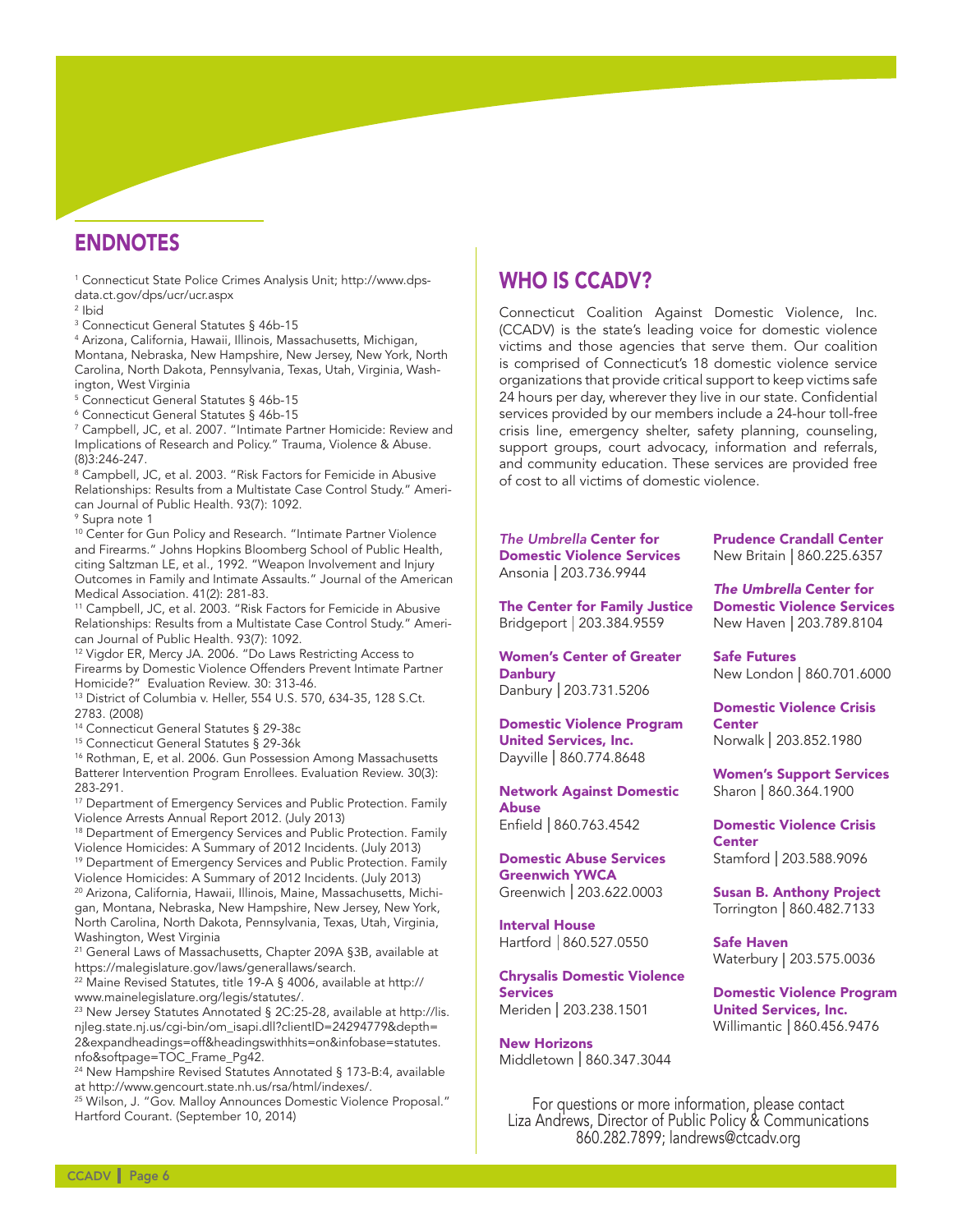## ENDNOTES

[1] Connecticut State Police Crimes Analysis Unit; http://www.dps-data.ct.gov/dps/ucr/ucr.aspx

[2] Ibid

[3] Connecticut General Statutes § 46b-15

[4] Arizona, California, Hawaii, Illinois, Massachusetts, Michigan, Montana, Nebraska, New Hampshire, New Jersey, New York, North Carolina, North Dakota, Pennsylvania, Texas, Utah, Virginia, Washington, West Virginia

[5] Connecticut General Statutes § 46b-15

[6] Connecticut General Statutes § 46b-15

[7] Campbell, JC, et al. 2007. "Intimate Partner Homicide: Review and Implications of Research and Policy." Trauma, Violence & Abuse. (8)3:246-247.

[8] Campbell, JC, et al. 2003. "Risk Factors for Femicide in Abusive Relationships: Results from a Multistate Case Control Study." American Journal of Public Health. 93(7): 1092.

[9] Supra note 1

[10] Center for Gun Policy and Research. "Intimate Partner Violence and Firearms." Johns Hopkins Bloomberg School of Public Health, citing Saltzman LE, et al., 1992. "Weapon Involvement and Injury Outcomes in Family and Intimate Assaults." Journal of the American Medical Association. 41(2): 281-83.

[11] Campbell, JC, et al. 2003. "Risk Factors for Femicide in Abusive Relationships: Results from a Multistate Case Control Study." American Journal of Public Health. 93(7): 1092.

[12] Vigdor ER, Mercy JA. 2006. "Do Laws Restricting Access to Firearms by Domestic Violence Offenders Prevent Intimate Partner Homicide?" Evaluation Review. 30: 313-46.

[13] District of Columbia v. Heller, 554 U.S. 570, 634-35, 128 S.Ct. 2783. (2008)

[14] Connecticut General Statutes § 29-38c

[15] Connecticut General Statutes § 29-36k

[16] Rothman, E, et al. 2006. Gun Possession Among Massachusetts Batterer Intervention Program Enrollees. Evaluation Review. 30(3): 283-291.

[17] Department of Emergency Services and Public Protection. Family Violence Arrests Annual Report 2012. (July 2013)

[18] Department of Emergency Services and Public Protection. Family Violence Homicides: A Summary of 2012 Incidents. (July 2013)

[19] Department of Emergency Services and Public Protection. Family Violence Homicides: A Summary of 2012 Incidents. (July 2013)

[20] Arizona, California, Hawaii, Illinois, Maine, Massachusetts, Michigan, Montana, Nebraska, New Hampshire, New Jersey, New York, North Carolina, North Dakota, Pennsylvania, Texas, Utah, Virginia, Washington, West Virginia

[21] General Laws of Massachusetts, Chapter 209A §3B, available at https://malegislature.gov/laws/generallaws/search.

[22] Maine Revised Statutes, title 19-A § 4006, available at http://www.mainelegislature.org/legis/statutes/.

[23] New Jersey Statutes Annotated § 2C:25-28, available at http://lis.njleg.state.nj.us/cgi-bin/om_isapi.dll?clientID=24294779&depth=2&expandheadings=off&headingswithhits=on&infobase=statutes.nfo&softpage=TOC_Frame_Pg42.

[24] New Hampshire Revised Statutes Annotated § 173-B:4, available at http://www.gencourt.state.nh.us/rsa/html/indexes/.

[25] Wilson, J. "Gov. Malloy Announces Domestic Violence Proposal." Hartford Courant. (September 10, 2014)

## WHO IS CCADV?

Connecticut Coalition Against Domestic Violence, Inc. (CCADV) is the state's leading voice for domestic violence victims and those agencies that serve them. Our coalition is comprised of Connecticut's 18 domestic violence service organizations that provide critical support to keep victims safe 24 hours per day, wherever they live in our state. Confidential services provided by our members include a 24-hour toll-free crisis line, emergency shelter, safety planning, counseling, support groups, court advocacy, information and referrals, and community education. These services are provided free of cost to all victims of domestic violence.

***The Umbrella* Center for Domestic Violence Services**
Ansonia | 203.736.9944

**The Center for Family Justice**
Bridgeport | 203.384.9559

**Women's Center of Greater Danbury**
Danbury | 203.731.5206

**Domestic Violence Program United Services, Inc.**
Dayville | 860.774.8648

**Network Against Domestic Abuse**
Enfield | 860.763.4542

**Domestic Abuse Services Greenwich YWCA**
Greenwich | 203.622.0003

**Interval House**
Hartford | 860.527.0550

**Chrysalis Domestic Violence Services**
Meriden | 203.238.1501

**New Horizons**
Middletown | 860.347.3044

**Prudence Crandall Center**
New Britain | 860.225.6357

***The Umbrella* Center for Domestic Violence Services**
New Haven | 203.789.8104

**Safe Futures**
New London | 860.701.6000

**Domestic Violence Crisis Center**
Norwalk | 203.852.1980

**Women's Support Services**
Sharon | 860.364.1900

**Domestic Violence Crisis Center**
Stamford | 203.588.9096

**Susan B. Anthony Project**
Torrington | 860.482.7133

**Safe Haven**
Waterbury | 203.575.0036

**Domestic Violence Program United Services, Inc.**
Willimantic | 860.456.9476

For questions or more information, please contact
Liza Andrews, Director of Public Policy & Communications
860.282.7899; landrews@ctcadv.org